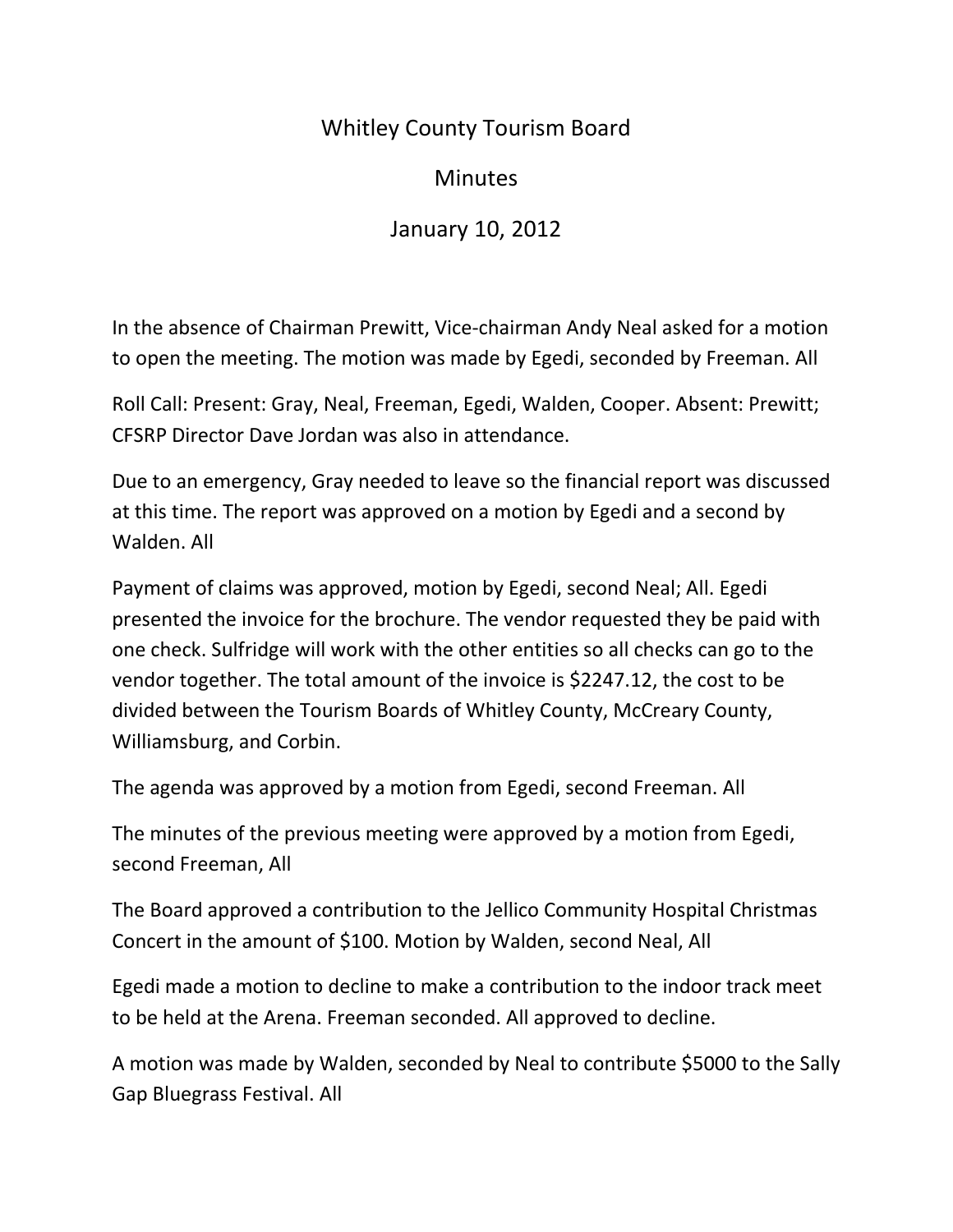# Whitley County Tourism Board

## Minutes

## January 10, 2012

In the absence of Chairman Prewitt, Vice-chairman Andy Neal asked for a motion to open the meeting. The motion was made by Egedi, seconded by Freeman. All

Roll Call: Present: Gray, Neal, Freeman, Egedi, Walden, Cooper. Absent: Prewitt; CFSRP Director Dave Jordan was also in attendance.

Due to an emergency, Gray needed to leave so the financial report was discussed at this time. The report was approved on a motion by Egedi and a second by Walden. All

Payment of claims was approved, motion by Egedi, second Neal; All. Egedi presented the invoice for the brochure. The vendor requested they be paid with one check. Sulfridge will work with the other entities so all checks can go to the vendor together. The total amount of the invoice is $2247.12, the cost to be divided between the Tourism Boards of Whitley County, McCreary County, Williamsburg, and Corbin.

The agenda was approved by a motion from Egedi, second Freeman. All

The minutes of the previous meeting were approved by a motion from Egedi, second Freeman, All

The Board approved a contribution to the Jellico Community Hospital Christmas Concert in the amount of $100. Motion by Walden, second Neal, All

Egedi made a motion to decline to make a contribution to the indoor track meet to be held at the Arena. Freeman seconded. All approved to decline.

A motion was made by Walden, seconded by Neal to contribute $5000 to the Sally Gap Bluegrass Festival. All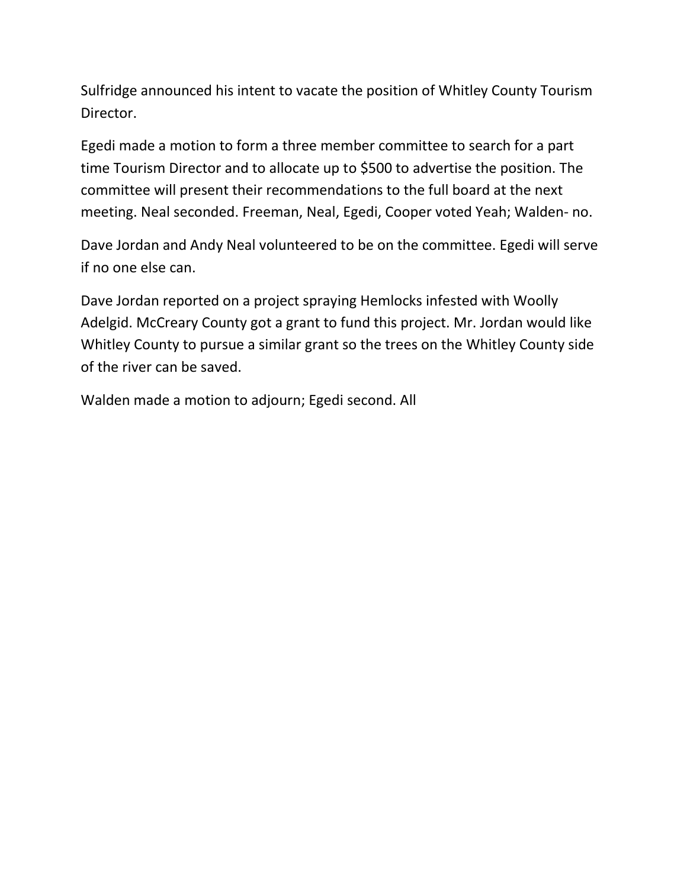Sulfridge announced his intent to vacate the position of Whitley County Tourism Director.

Egedi made a motion to form a three member committee to search for a part time Tourism Director and to allocate up to $500 to advertise the position. The committee will present their recommendations to the full board at the next meeting. Neal seconded. Freeman, Neal, Egedi, Cooper voted Yeah; Walden- no.

Dave Jordan and Andy Neal volunteered to be on the committee. Egedi will serve if no one else can.

Dave Jordan reported on a project spraying Hemlocks infested with Woolly Adelgid. McCreary County got a grant to fund this project. Mr. Jordan would like Whitley County to pursue a similar grant so the trees on the Whitley County side of the river can be saved.

Walden made a motion to adjourn; Egedi second. All